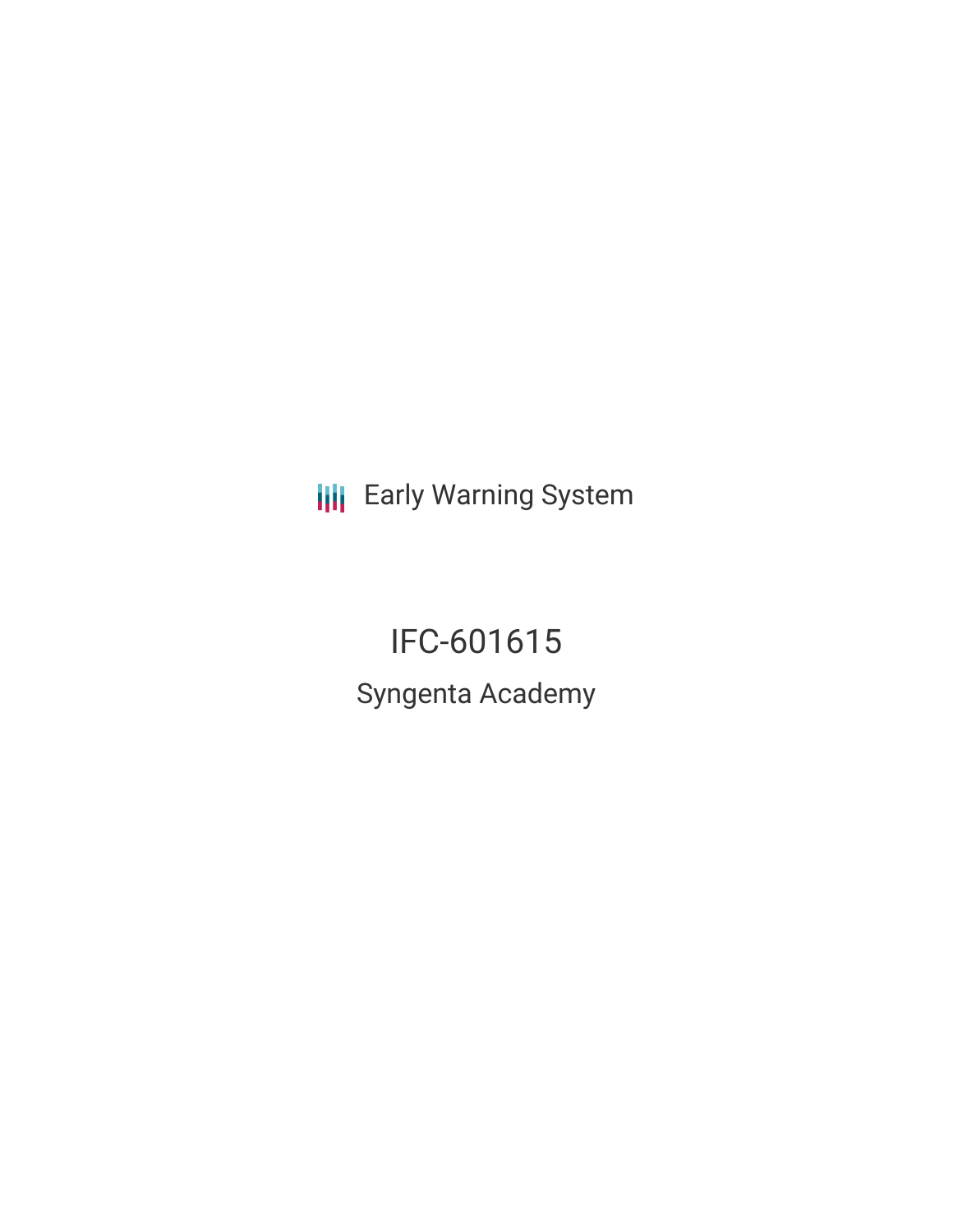Early Warning System

# IFC-601615

## Syngenta Academy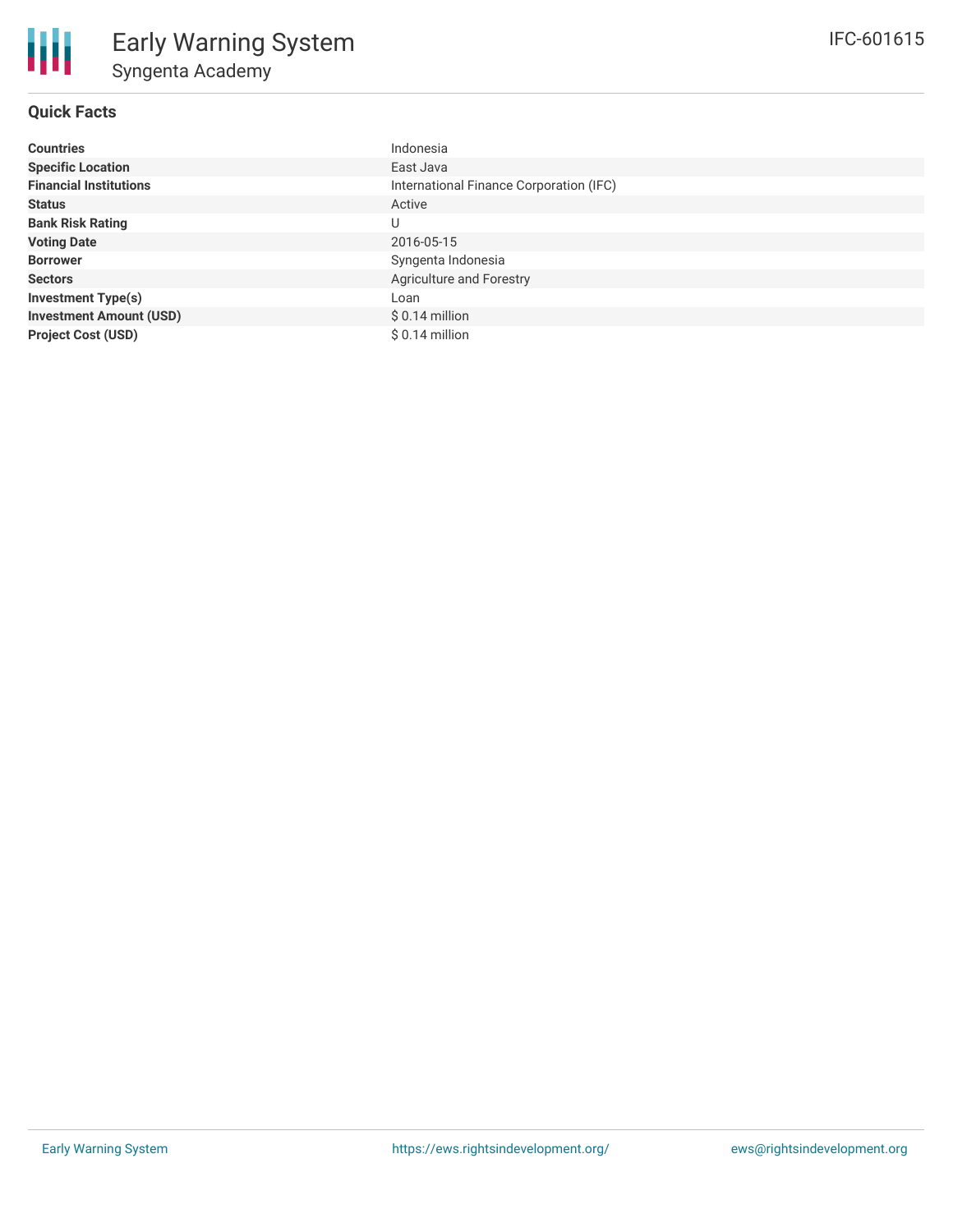# Early Warning System

## Syngenta Academy

IFC-601615

### Quick Facts

| | |
|---|---|
| **Countries** | Indonesia |
| **Specific Location** | East Java |
| **Financial Institutions** | International Finance Corporation (IFC) |
| **Status** | Active |
| **Bank Risk Rating** | U |
| **Voting Date** | 2016-05-15 |
| **Borrower** | Syngenta Indonesia |
| **Sectors** | Agriculture and Forestry |
| **Investment Type(s)** | Loan |
| **Investment Amount (USD)** | $ 0.14 million |
| **Project Cost (USD)** | $ 0.14 million |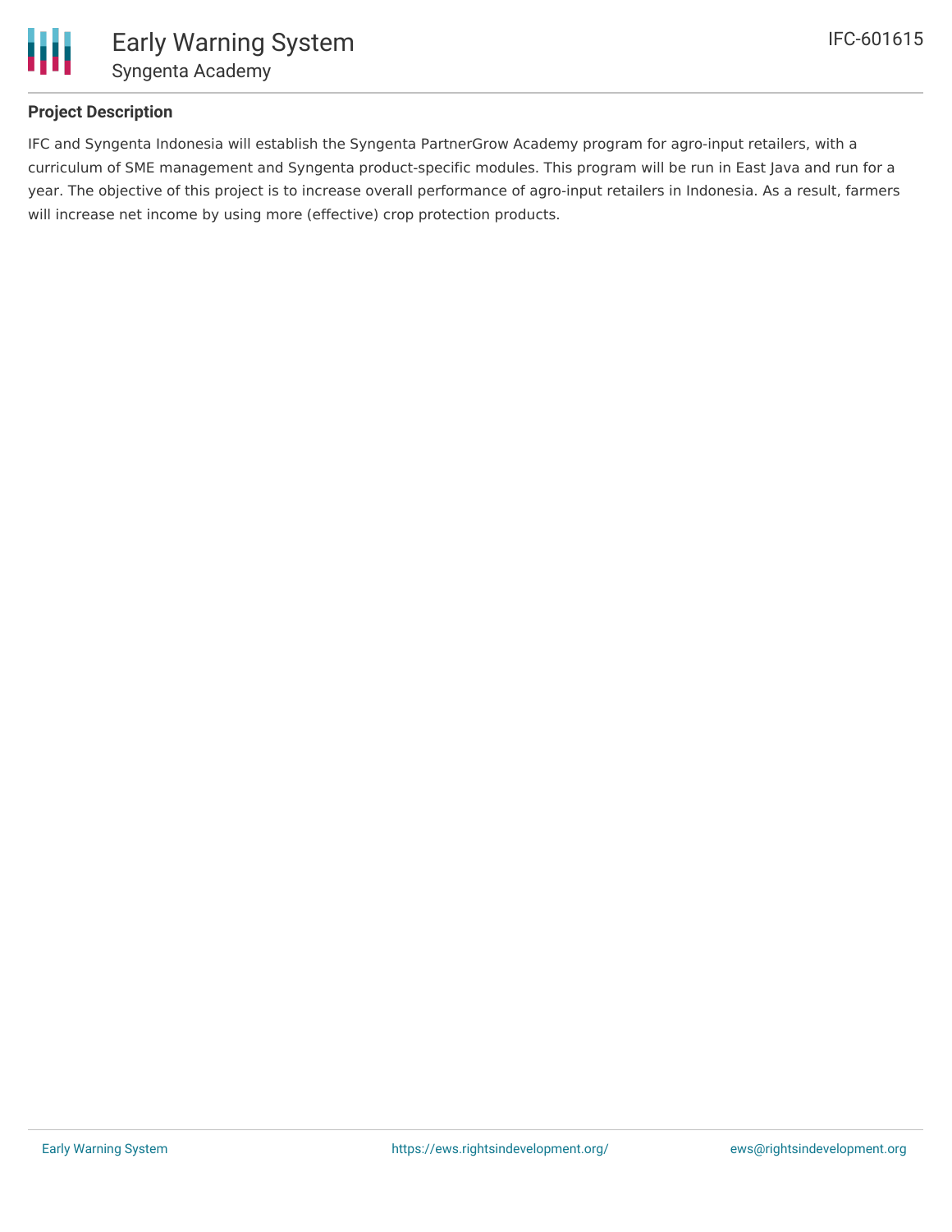## Project Description

IFC and Syngenta Indonesia will establish the Syngenta PartnerGrow Academy program for agro-input retailers, with a curriculum of SME management and Syngenta product-specific modules. This program will be run in East Java and run for a year. The objective of this project is to increase overall performance of agro-input retailers in Indonesia. As a result, farmers will increase net income by using more (effective) crop protection products.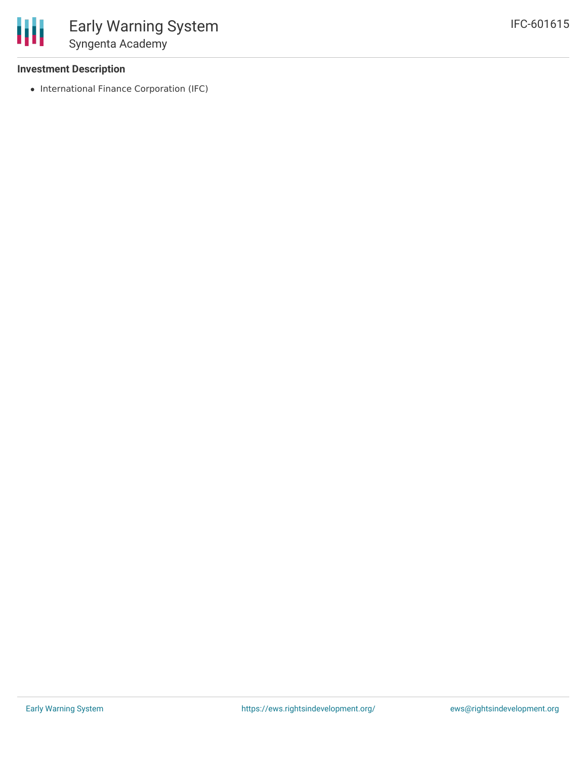#### Investment Description

- International Finance Corporation (IFC)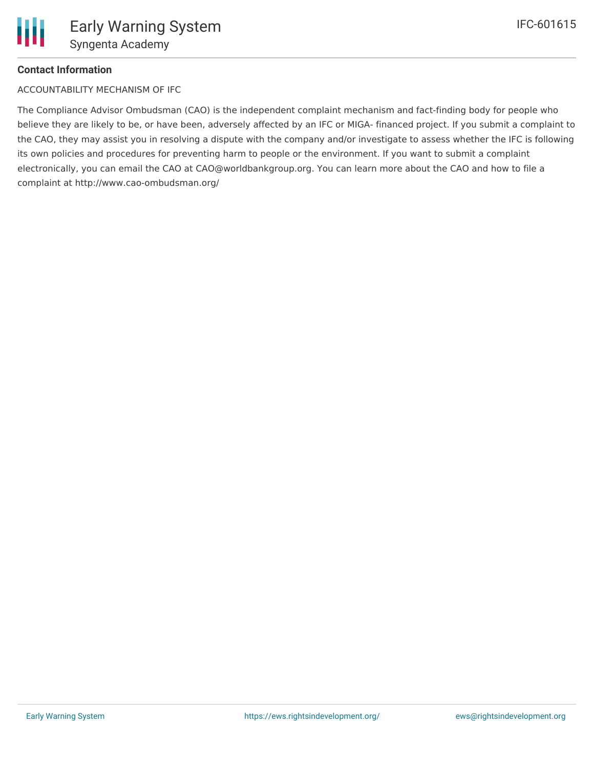**Contact Information**

ACCOUNTABILITY MECHANISM OF IFC

The Compliance Advisor Ombudsman (CAO) is the independent complaint mechanism and fact-finding body for people who believe they are likely to be, or have been, adversely affected by an IFC or MIGA- financed project. If you submit a complaint to the CAO, they may assist you in resolving a dispute with the company and/or investigate to assess whether the IFC is following its own policies and procedures for preventing harm to people or the environment. If you want to submit a complaint electronically, you can email the CAO at CAO@worldbankgroup.org. You can learn more about the CAO and how to file a complaint at http://www.cao-ombudsman.org/